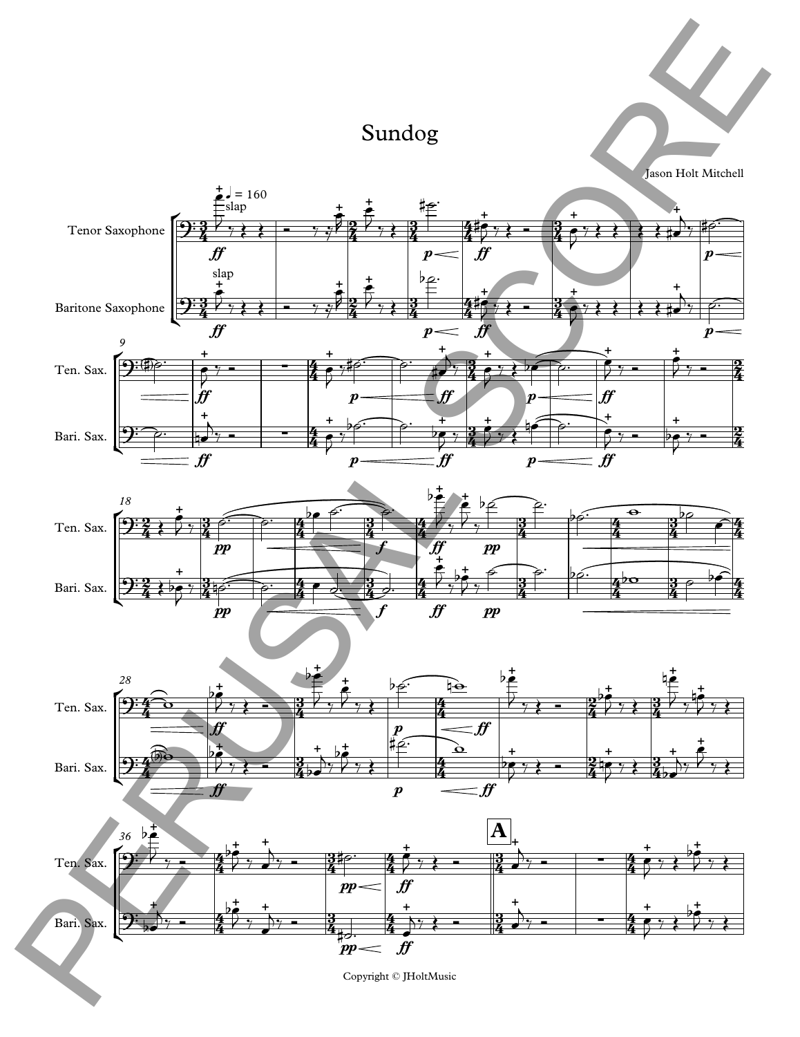# Sundog

Jason Holt Mitchell

Copyright © JHoltMusic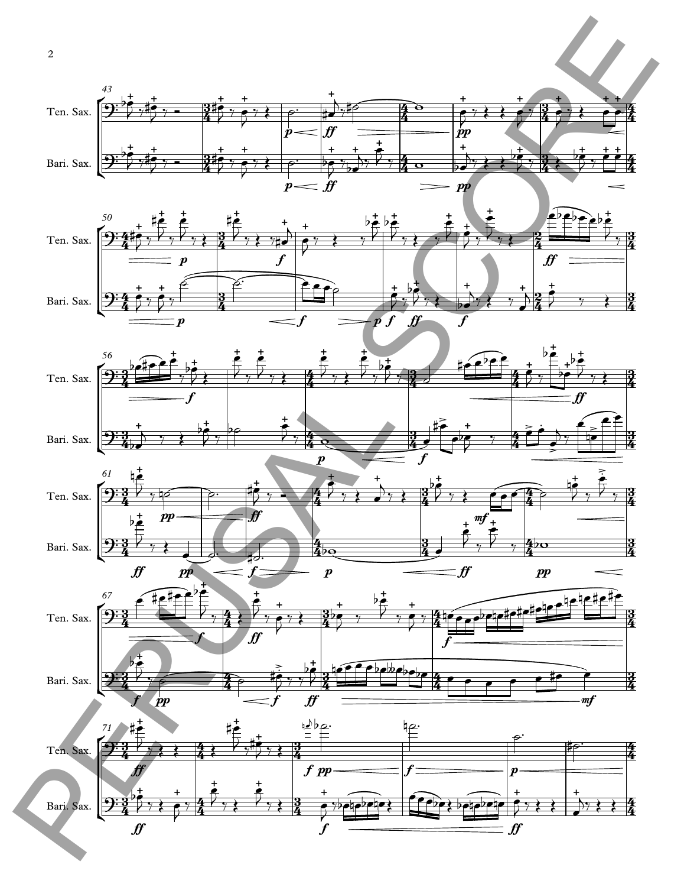Ten. Sax.

Bari. Sax.

PERUSAL SCORE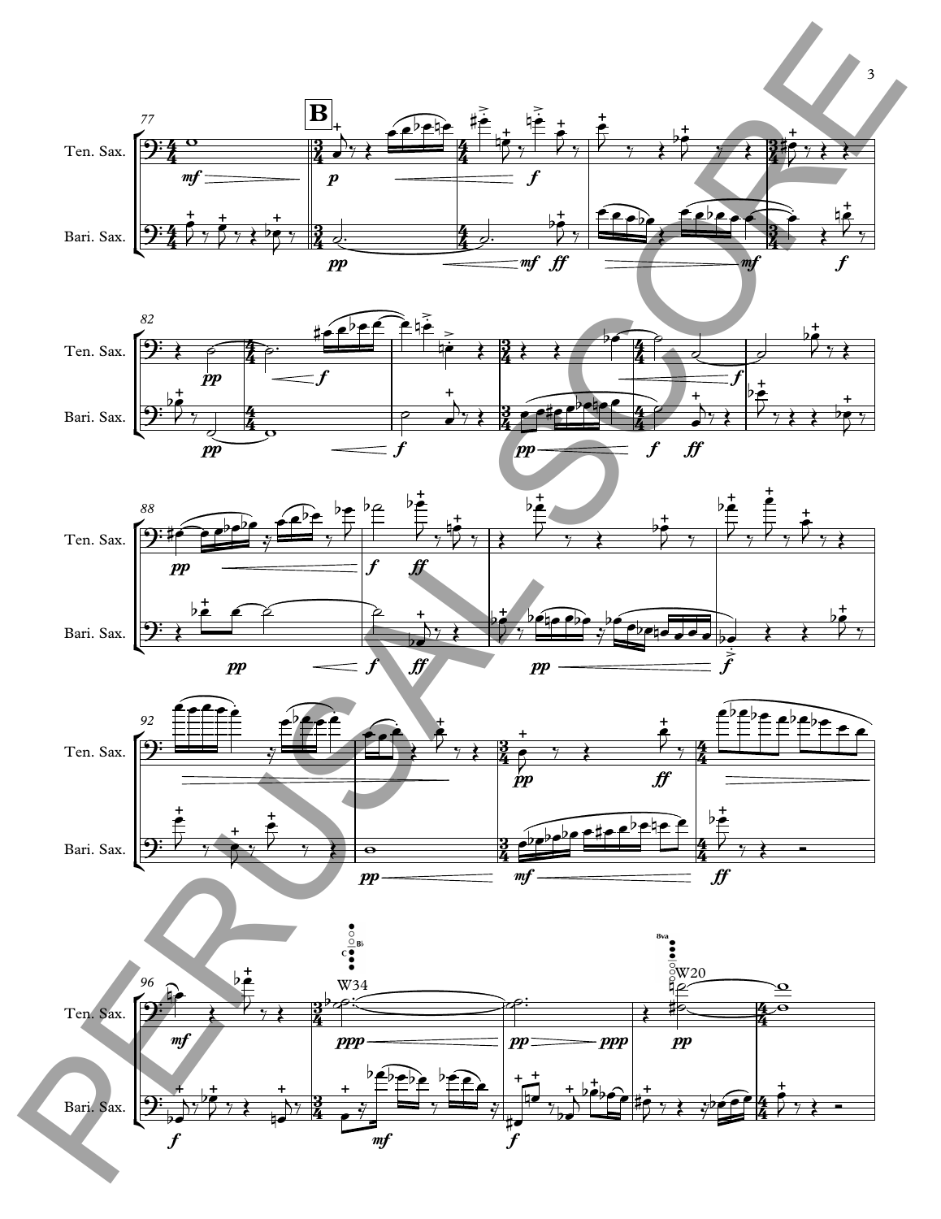**B**

Ten. Sax.

Bari. Sax.

W34

W20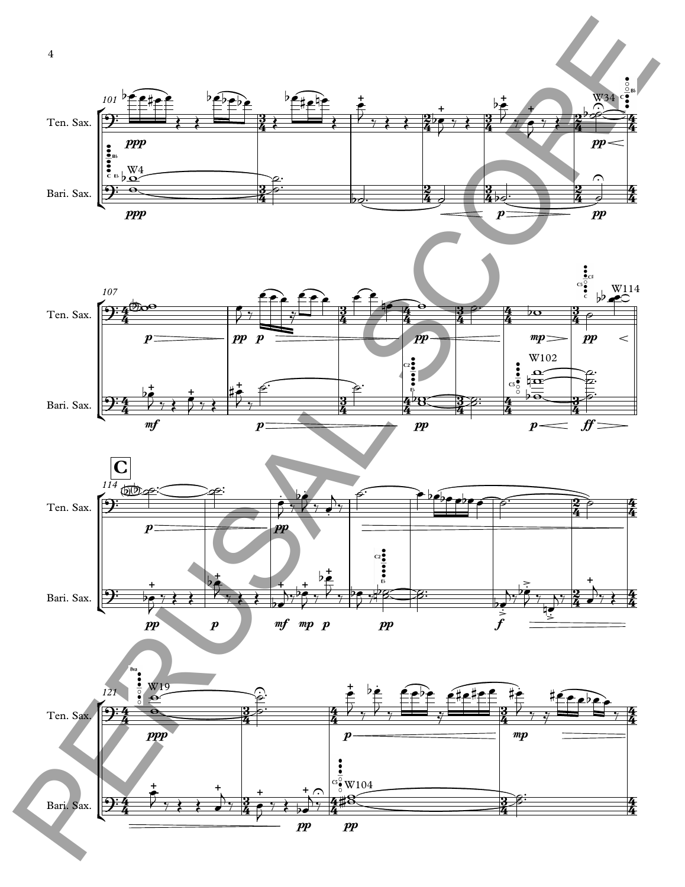Ten. Sax.

Bari. Sax.

**C**

PERUSAL SCORE